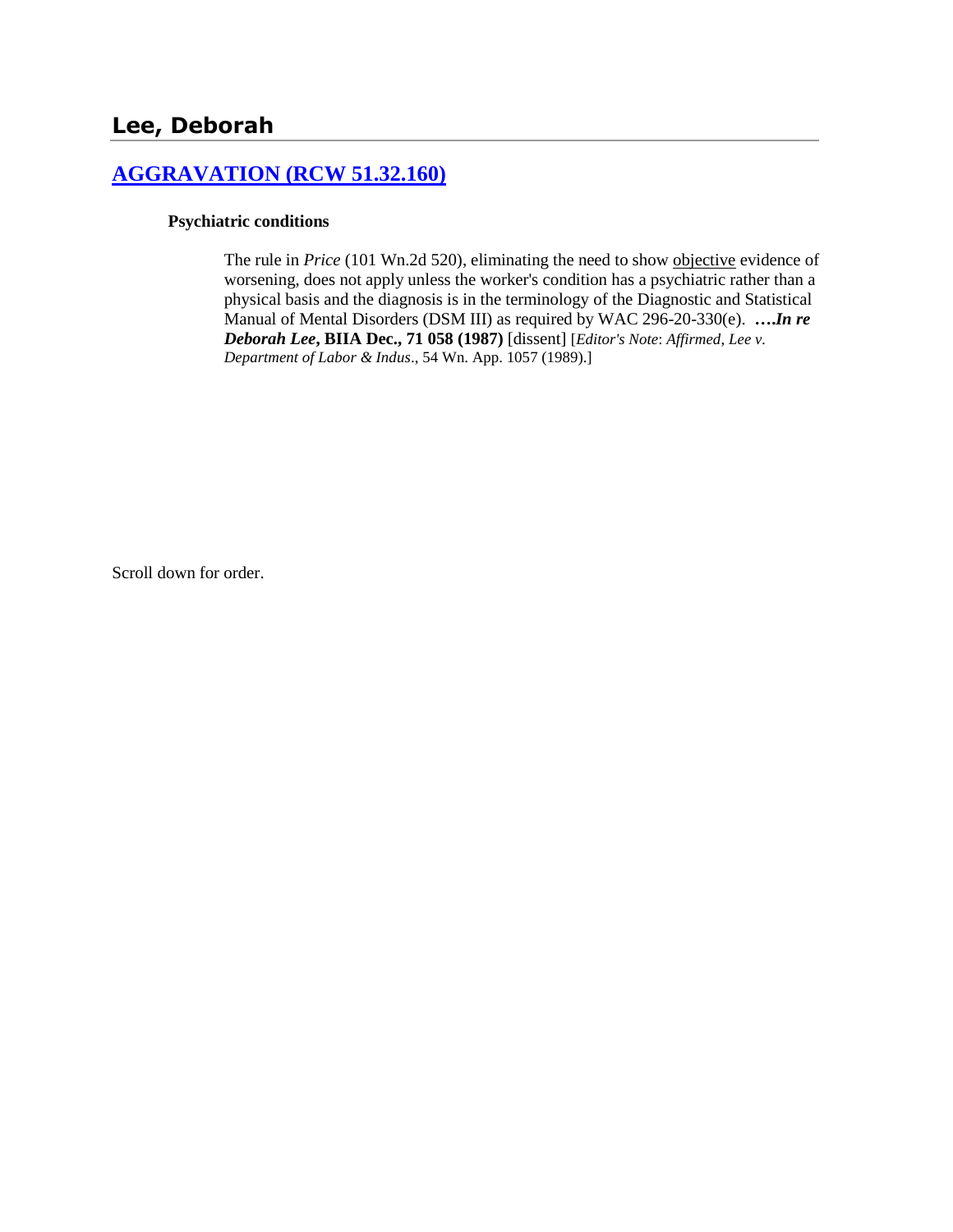## Lee, Deborah

### AGGRAVATION (RCW 51.32.160)

**Psychiatric conditions**

The rule in *Price* (101 Wn.2d 520), eliminating the need to show objective evidence of worsening, does not apply unless the worker's condition has a psychiatric rather than a physical basis and the diagnosis is in the terminology of the Diagnostic and Statistical Manual of Mental Disorders (DSM III) as required by WAC 296-20-330(e). ***….In re Deborah Lee*, BIIA Dec., 71 058 (1987)** [dissent] [*Editor's Note*: *Affirmed*, *Lee v. Department of Labor & Indus*., 54 Wn. App. 1057 (1989).]

Scroll down for order.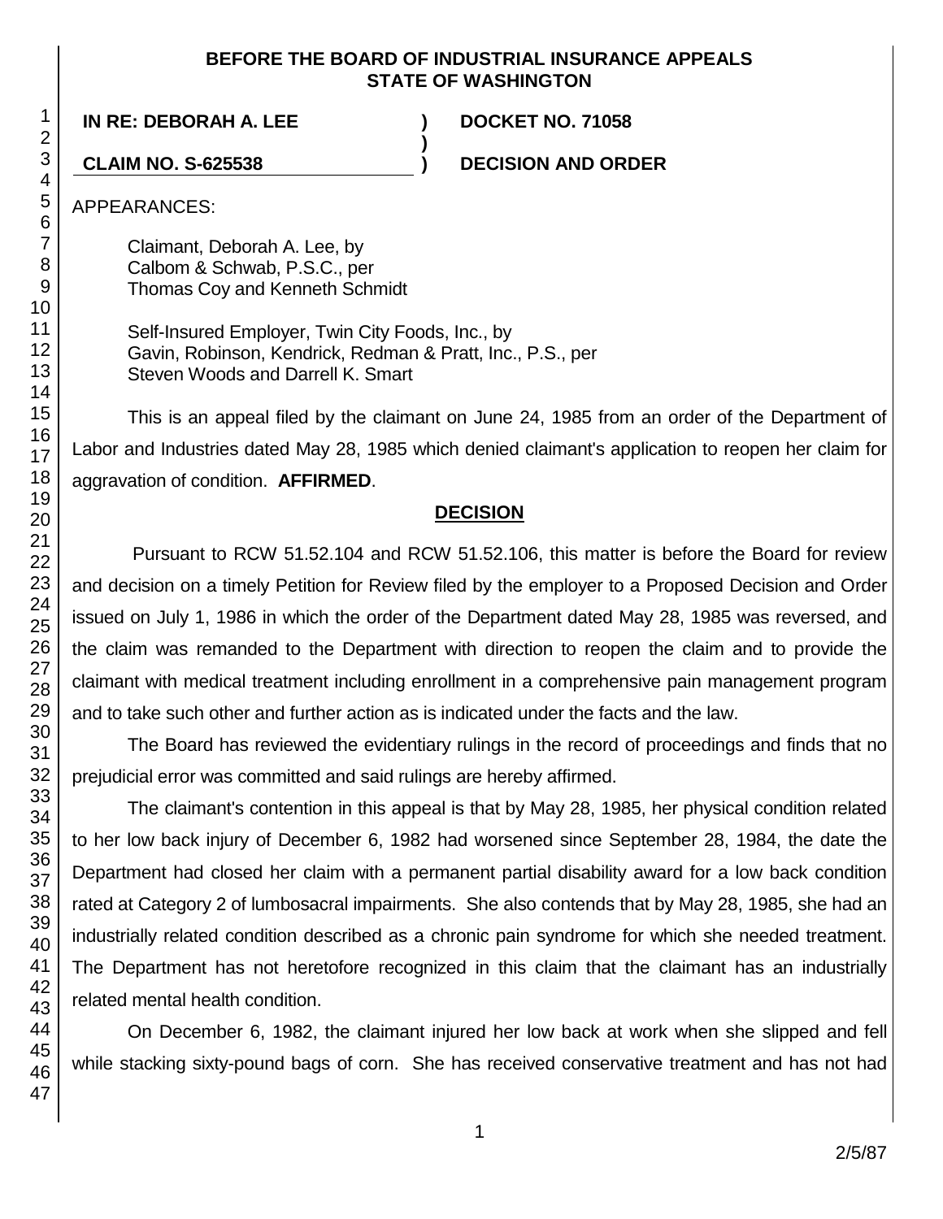**BEFORE THE BOARD OF INDUSTRIAL INSURANCE APPEALS**
**STATE OF WASHINGTON**

**IN RE: DEBORAH A. LEE** ) **DOCKET NO. 71058**
)
**CLAIM NO. S-625538** ) **DECISION AND ORDER**

APPEARANCES:

Claimant, Deborah A. Lee, by
Calbom & Schwab, P.S.C., per
Thomas Coy and Kenneth Schmidt

Self-Insured Employer, Twin City Foods, Inc., by
Gavin, Robinson, Kendrick, Redman & Pratt, Inc., P.S., per
Steven Woods and Darrell K. Smart

This is an appeal filed by the claimant on June 24, 1985 from an order of the Department of Labor and Industries dated May 28, 1985 which denied claimant's application to reopen her claim for aggravation of condition. **AFFIRMED**.

## DECISION

Pursuant to RCW 51.52.104 and RCW 51.52.106, this matter is before the Board for review and decision on a timely Petition for Review filed by the employer to a Proposed Decision and Order issued on July 1, 1986 in which the order of the Department dated May 28, 1985 was reversed, and the claim was remanded to the Department with direction to reopen the claim and to provide the claimant with medical treatment including enrollment in a comprehensive pain management program and to take such other and further action as is indicated under the facts and the law.

The Board has reviewed the evidentiary rulings in the record of proceedings and finds that no prejudicial error was committed and said rulings are hereby affirmed.

The claimant's contention in this appeal is that by May 28, 1985, her physical condition related to her low back injury of December 6, 1982 had worsened since September 28, 1984, the date the Department had closed her claim with a permanent partial disability award for a low back condition rated at Category 2 of lumbosacral impairments. She also contends that by May 28, 1985, she had an industrially related condition described as a chronic pain syndrome for which she needed treatment. The Department has not heretofore recognized in this claim that the claimant has an industrially related mental health condition.

On December 6, 1982, the claimant injured her low back at work when she slipped and fell while stacking sixty-pound bags of corn. She has received conservative treatment and has not had

2/5/87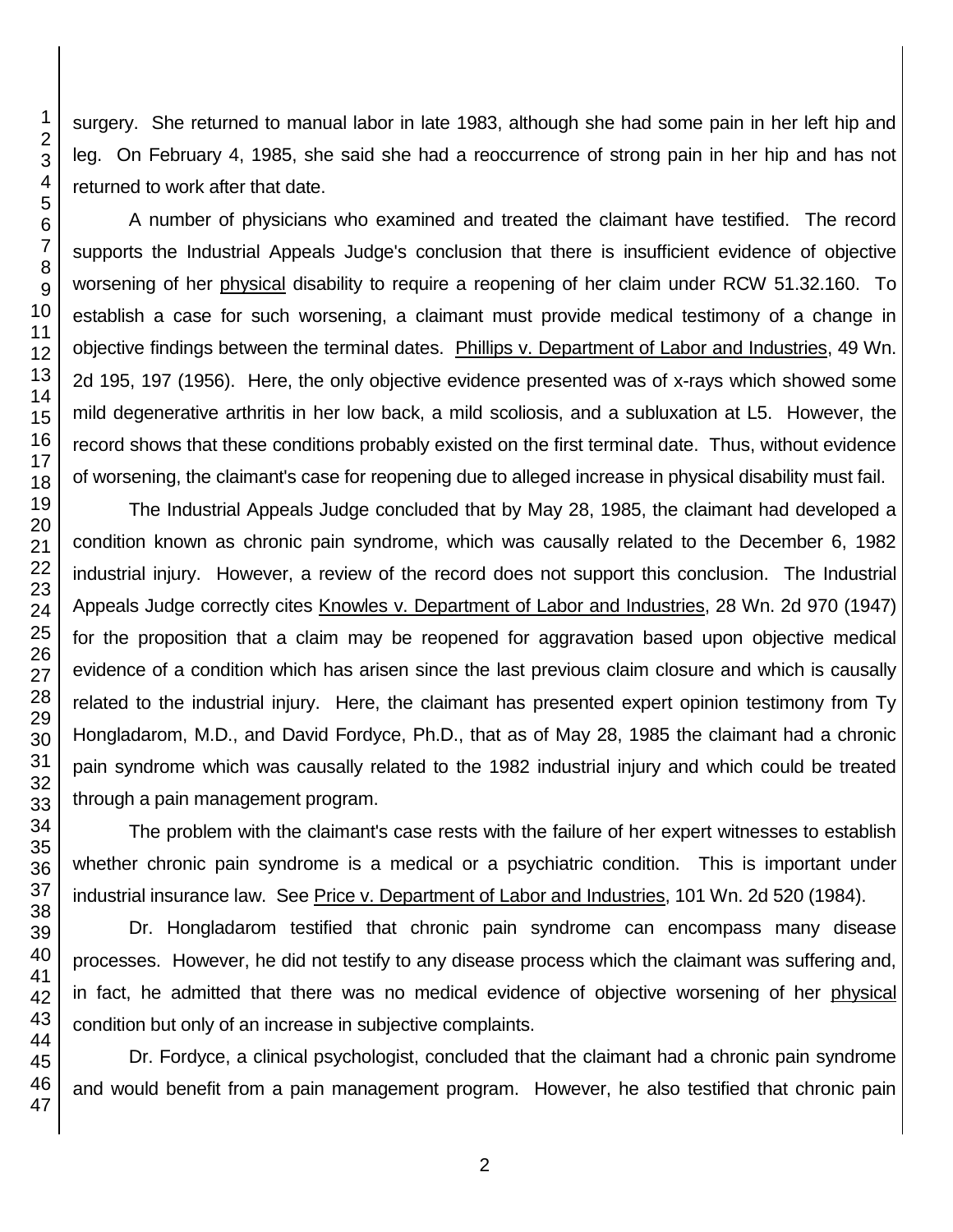surgery. She returned to manual labor in late 1983, although she had some pain in her left hip and leg. On February 4, 1985, she said she had a reoccurrence of strong pain in her hip and has not returned to work after that date.

A number of physicians who examined and treated the claimant have testified. The record supports the Industrial Appeals Judge's conclusion that there is insufficient evidence of objective worsening of her physical disability to require a reopening of her claim under RCW 51.32.160. To establish a case for such worsening, a claimant must provide medical testimony of a change in objective findings between the terminal dates. Phillips v. Department of Labor and Industries, 49 Wn. 2d 195, 197 (1956). Here, the only objective evidence presented was of x-rays which showed some mild degenerative arthritis in her low back, a mild scoliosis, and a subluxation at L5. However, the record shows that these conditions probably existed on the first terminal date. Thus, without evidence of worsening, the claimant's case for reopening due to alleged increase in physical disability must fail.

The Industrial Appeals Judge concluded that by May 28, 1985, the claimant had developed a condition known as chronic pain syndrome, which was causally related to the December 6, 1982 industrial injury. However, a review of the record does not support this conclusion. The Industrial Appeals Judge correctly cites Knowles v. Department of Labor and Industries, 28 Wn. 2d 970 (1947) for the proposition that a claim may be reopened for aggravation based upon objective medical evidence of a condition which has arisen since the last previous claim closure and which is causally related to the industrial injury. Here, the claimant has presented expert opinion testimony from Ty Hongladarom, M.D., and David Fordyce, Ph.D., that as of May 28, 1985 the claimant had a chronic pain syndrome which was causally related to the 1982 industrial injury and which could be treated through a pain management program.

The problem with the claimant's case rests with the failure of her expert witnesses to establish whether chronic pain syndrome is a medical or a psychiatric condition. This is important under industrial insurance law. See Price v. Department of Labor and Industries, 101 Wn. 2d 520 (1984).

Dr. Hongladarom testified that chronic pain syndrome can encompass many disease processes. However, he did not testify to any disease process which the claimant was suffering and, in fact, he admitted that there was no medical evidence of objective worsening of her physical condition but only of an increase in subjective complaints.

Dr. Fordyce, a clinical psychologist, concluded that the claimant had a chronic pain syndrome and would benefit from a pain management program. However, he also testified that chronic pain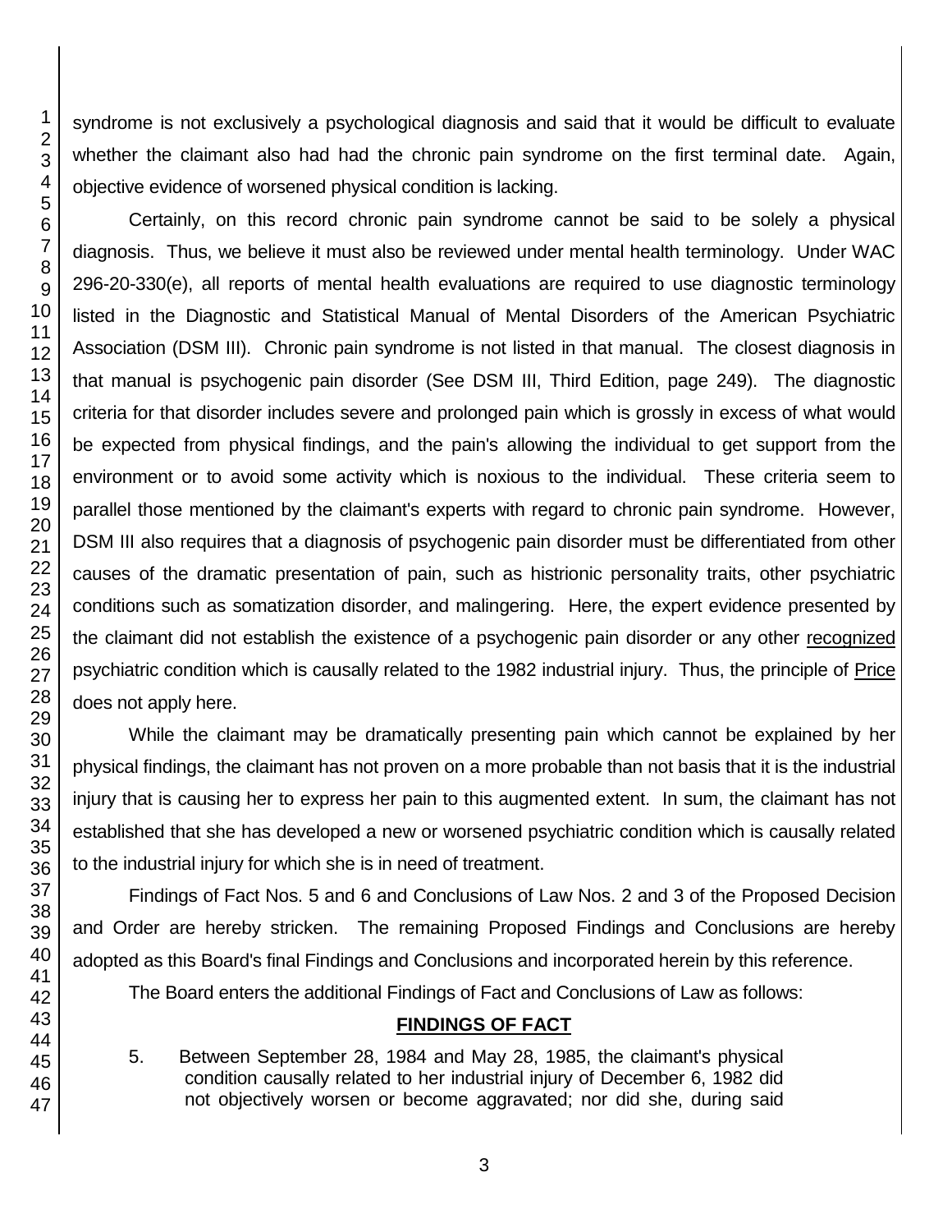syndrome is not exclusively a psychological diagnosis and said that it would be difficult to evaluate whether the claimant also had had the chronic pain syndrome on the first terminal date. Again, objective evidence of worsened physical condition is lacking.

Certainly, on this record chronic pain syndrome cannot be said to be solely a physical diagnosis. Thus, we believe it must also be reviewed under mental health terminology. Under WAC 296-20-330(e), all reports of mental health evaluations are required to use diagnostic terminology listed in the Diagnostic and Statistical Manual of Mental Disorders of the American Psychiatric Association (DSM III). Chronic pain syndrome is not listed in that manual. The closest diagnosis in that manual is psychogenic pain disorder (See DSM III, Third Edition, page 249). The diagnostic criteria for that disorder includes severe and prolonged pain which is grossly in excess of what would be expected from physical findings, and the pain's allowing the individual to get support from the environment or to avoid some activity which is noxious to the individual. These criteria seem to parallel those mentioned by the claimant's experts with regard to chronic pain syndrome. However, DSM III also requires that a diagnosis of psychogenic pain disorder must be differentiated from other causes of the dramatic presentation of pain, such as histrionic personality traits, other psychiatric conditions such as somatization disorder, and malingering. Here, the expert evidence presented by the claimant did not establish the existence of a psychogenic pain disorder or any other <u>recognized</u> psychiatric condition which is causally related to the 1982 industrial injury. Thus, the principle of <u>Price</u> does not apply here.

While the claimant may be dramatically presenting pain which cannot be explained by her physical findings, the claimant has not proven on a more probable than not basis that it is the industrial injury that is causing her to express her pain to this augmented extent. In sum, the claimant has not established that she has developed a new or worsened psychiatric condition which is causally related to the industrial injury for which she is in need of treatment.

Findings of Fact Nos. 5 and 6 and Conclusions of Law Nos. 2 and 3 of the Proposed Decision and Order are hereby stricken. The remaining Proposed Findings and Conclusions are hereby adopted as this Board's final Findings and Conclusions and incorporated herein by this reference.

The Board enters the additional Findings of Fact and Conclusions of Law as follows:

## FINDINGS OF FACT

5. Between September 28, 1984 and May 28, 1985, the claimant's physical condition causally related to her industrial injury of December 6, 1982 did not objectively worsen or become aggravated; nor did she, during said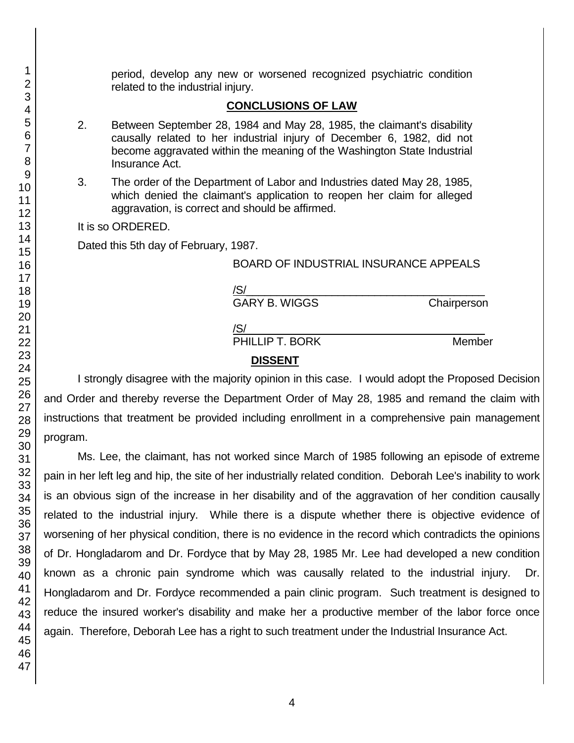period, develop any new or worsened recognized psychiatric condition related to the industrial injury.

## CONCLUSIONS OF LAW

2. Between September 28, 1984 and May 28, 1985, the claimant's disability causally related to her industrial injury of December 6, 1982, did not become aggravated within the meaning of the Washington State Industrial Insurance Act.

3. The order of the Department of Labor and Industries dated May 28, 1985, which denied the claimant's application to reopen her claim for alleged aggravation, is correct and should be affirmed.

It is so ORDERED.

Dated this 5th day of February, 1987.

BOARD OF INDUSTRIAL INSURANCE APPEALS

/S/

GARY B. WIGGS Chairperson

/S/

PHILLIP T. BORK Member

## DISSENT

I strongly disagree with the majority opinion in this case. I would adopt the Proposed Decision and Order and thereby reverse the Department Order of May 28, 1985 and remand the claim with instructions that treatment be provided including enrollment in a comprehensive pain management program.

Ms. Lee, the claimant, has not worked since March of 1985 following an episode of extreme pain in her left leg and hip, the site of her industrially related condition. Deborah Lee's inability to work is an obvious sign of the increase in her disability and of the aggravation of her condition causally related to the industrial injury. While there is a dispute whether there is objective evidence of worsening of her physical condition, there is no evidence in the record which contradicts the opinions of Dr. Hongladarom and Dr. Fordyce that by May 28, 1985 Mr. Lee had developed a new condition known as a chronic pain syndrome which was causally related to the industrial injury. Dr. Hongladarom and Dr. Fordyce recommended a pain clinic program. Such treatment is designed to reduce the insured worker's disability and make her a productive member of the labor force once again. Therefore, Deborah Lee has a right to such treatment under the Industrial Insurance Act.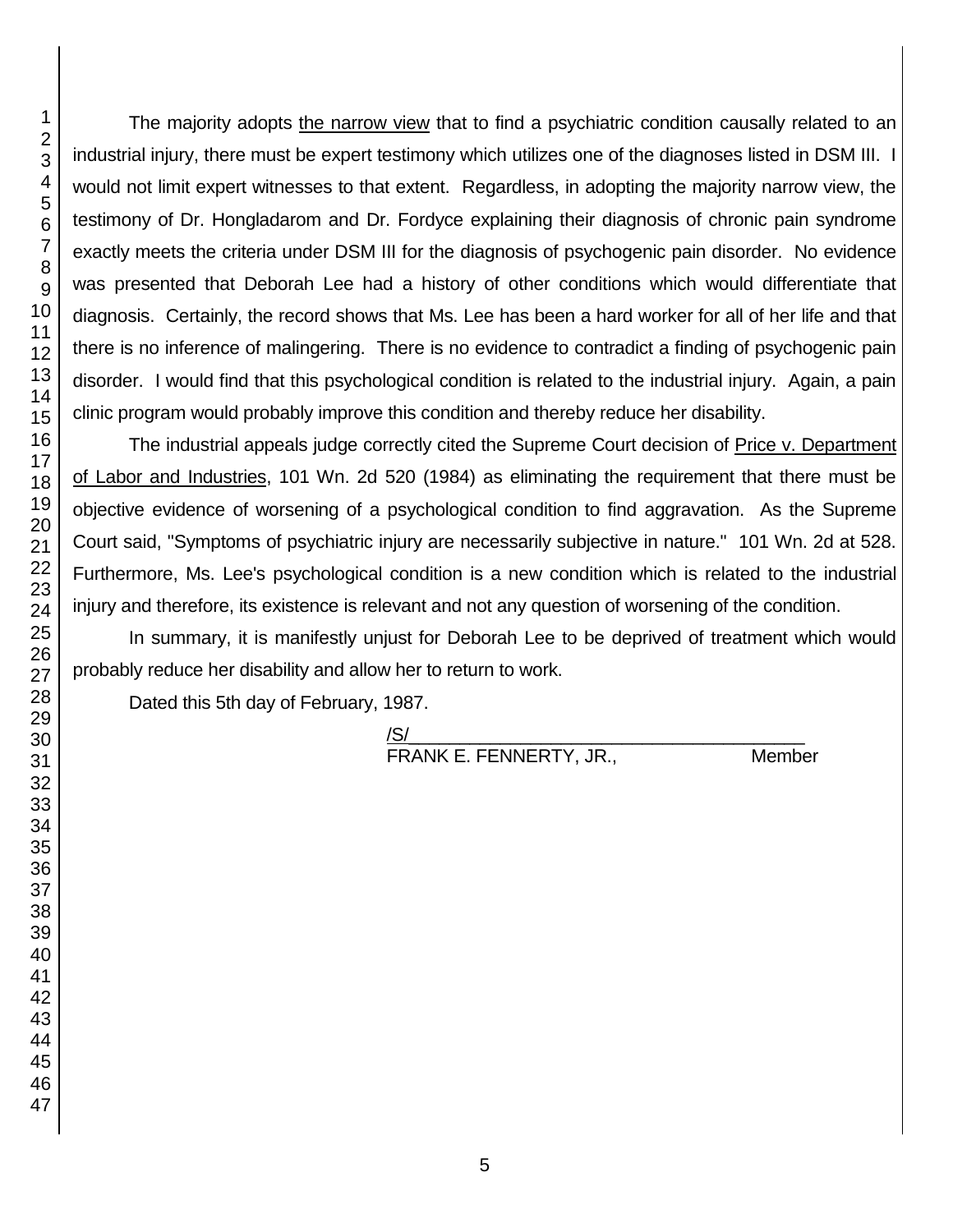The majority adopts the narrow view that to find a psychiatric condition causally related to an industrial injury, there must be expert testimony which utilizes one of the diagnoses listed in DSM III. I would not limit expert witnesses to that extent. Regardless, in adopting the majority narrow view, the testimony of Dr. Hongladarom and Dr. Fordyce explaining their diagnosis of chronic pain syndrome exactly meets the criteria under DSM III for the diagnosis of psychogenic pain disorder. No evidence was presented that Deborah Lee had a history of other conditions which would differentiate that diagnosis. Certainly, the record shows that Ms. Lee has been a hard worker for all of her life and that there is no inference of malingering. There is no evidence to contradict a finding of psychogenic pain disorder. I would find that this psychological condition is related to the industrial injury. Again, a pain clinic program would probably improve this condition and thereby reduce her disability.

The industrial appeals judge correctly cited the Supreme Court decision of Price v. Department of Labor and Industries, 101 Wn. 2d 520 (1984) as eliminating the requirement that there must be objective evidence of worsening of a psychological condition to find aggravation. As the Supreme Court said, "Symptoms of psychiatric injury are necessarily subjective in nature." 101 Wn. 2d at 528. Furthermore, Ms. Lee's psychological condition is a new condition which is related to the industrial injury and therefore, its existence is relevant and not any question of worsening of the condition.

In summary, it is manifestly unjust for Deborah Lee to be deprived of treatment which would probably reduce her disability and allow her to return to work.

Dated this 5th day of February, 1987.

/S/\_\_\_\_\_\_\_\_\_\_\_\_\_\_\_\_\_\_\_\_\_\_\_\_\_\_\_\_\_\_\_\_\_\_\_\_\_\_\_\_
FRANK E. FENNERTY, JR., Member